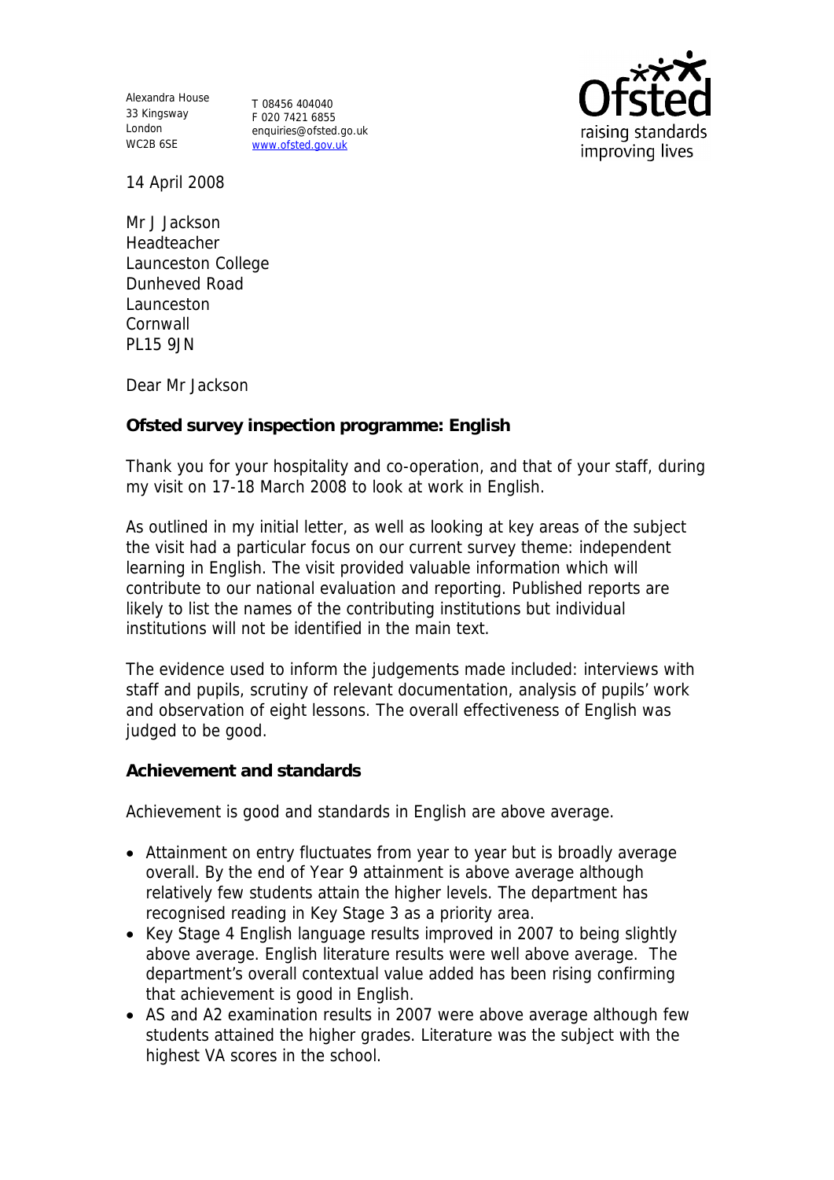Alexandra House
33 Kingsway
London
WC2B 6SE

T 08456 404040
F 020 7421 6855
enquiries@ofsted.gov.uk
www.ofsted.gov.uk

14 April 2008

Mr J Jackson
Headteacher
Launceston College
Dunheved Road
Launceston
Cornwall
PL15 9JN

Dear Mr Jackson

**Ofsted survey inspection programme: English**

Thank you for your hospitality and co-operation, and that of your staff, during my visit on 17-18 March 2008 to look at work in English.

As outlined in my initial letter, as well as looking at key areas of the subject the visit had a particular focus on our current survey theme: independent learning in English. The visit provided valuable information which will contribute to our national evaluation and reporting. Published reports are likely to list the names of the contributing institutions but individual institutions will not be identified in the main text.

The evidence used to inform the judgements made included: interviews with staff and pupils, scrutiny of relevant documentation, analysis of pupils' work and observation of eight lessons. The overall effectiveness of English was judged to be good.

**Achievement and standards**

Achievement is good and standards in English are above average.

- Attainment on entry fluctuates from year to year but is broadly average overall. By the end of Year 9 attainment is above average although relatively few students attain the higher levels. The department has recognised reading in Key Stage 3 as a priority area.
- Key Stage 4 English language results improved in 2007 to being slightly above average. English literature results were well above average. The department's overall contextual value added has been rising confirming that achievement is good in English.
- AS and A2 examination results in 2007 were above average although few students attained the higher grades. Literature was the subject with the highest VA scores in the school.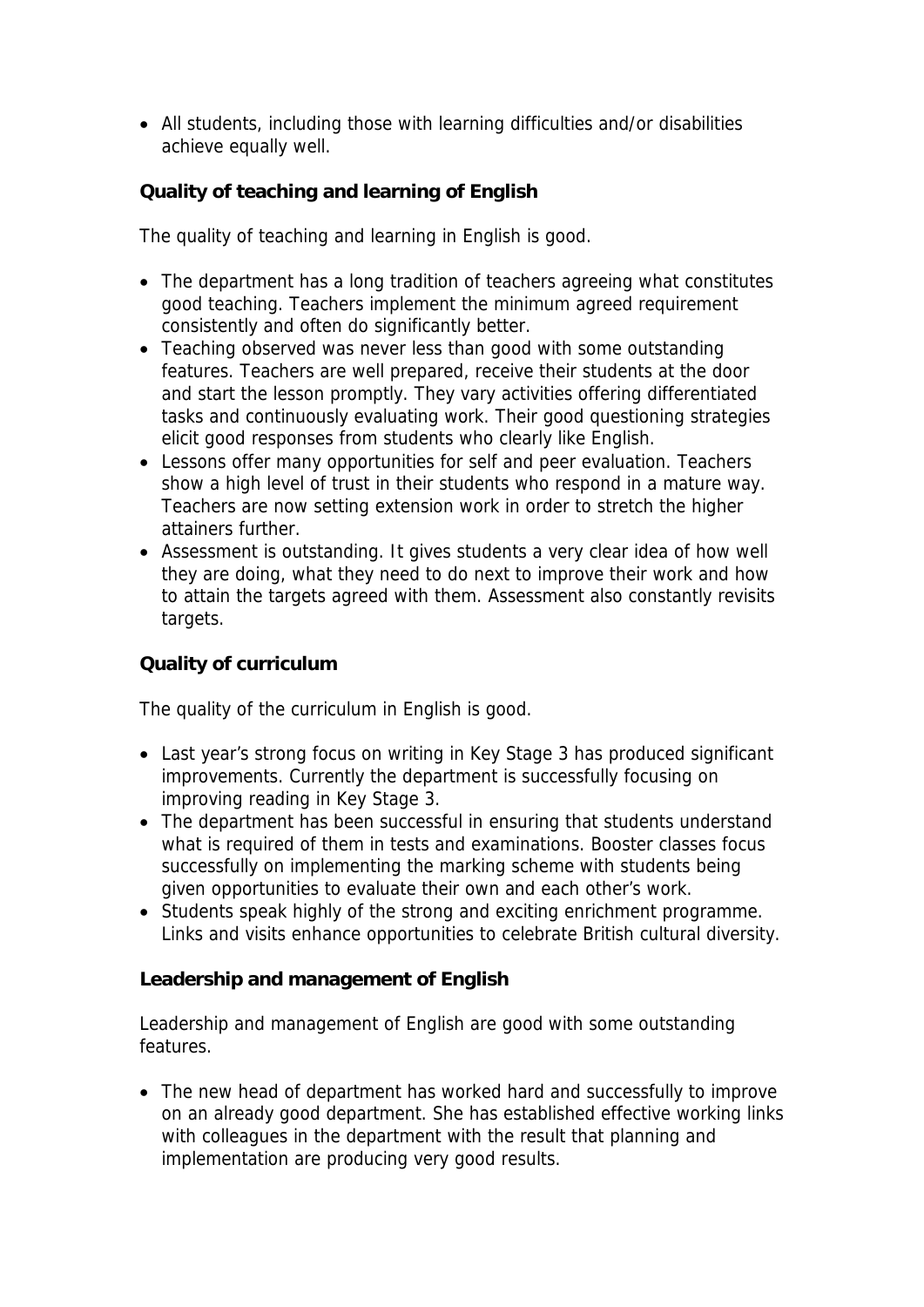- All students, including those with learning difficulties and/or disabilities achieve equally well.

**Quality of teaching and learning of English**

The quality of teaching and learning in English is good.

- The department has a long tradition of teachers agreeing what constitutes good teaching. Teachers implement the minimum agreed requirement consistently and often do significantly better.
- Teaching observed was never less than good with some outstanding features. Teachers are well prepared, receive their students at the door and start the lesson promptly. They vary activities offering differentiated tasks and continuously evaluating work. Their good questioning strategies elicit good responses from students who clearly like English.
- Lessons offer many opportunities for self and peer evaluation. Teachers show a high level of trust in their students who respond in a mature way. Teachers are now setting extension work in order to stretch the higher attainers further.
- Assessment is outstanding. It gives students a very clear idea of how well they are doing, what they need to do next to improve their work and how to attain the targets agreed with them. Assessment also constantly revisits targets.

**Quality of curriculum**

The quality of the curriculum in English is good.

- Last year's strong focus on writing in Key Stage 3 has produced significant improvements. Currently the department is successfully focusing on improving reading in Key Stage 3.
- The department has been successful in ensuring that students understand what is required of them in tests and examinations. Booster classes focus successfully on implementing the marking scheme with students being given opportunities to evaluate their own and each other's work.
- Students speak highly of the strong and exciting enrichment programme. Links and visits enhance opportunities to celebrate British cultural diversity.

**Leadership and management of English**

Leadership and management of English are good with some outstanding features.

- The new head of department has worked hard and successfully to improve on an already good department. She has established effective working links with colleagues in the department with the result that planning and implementation are producing very good results.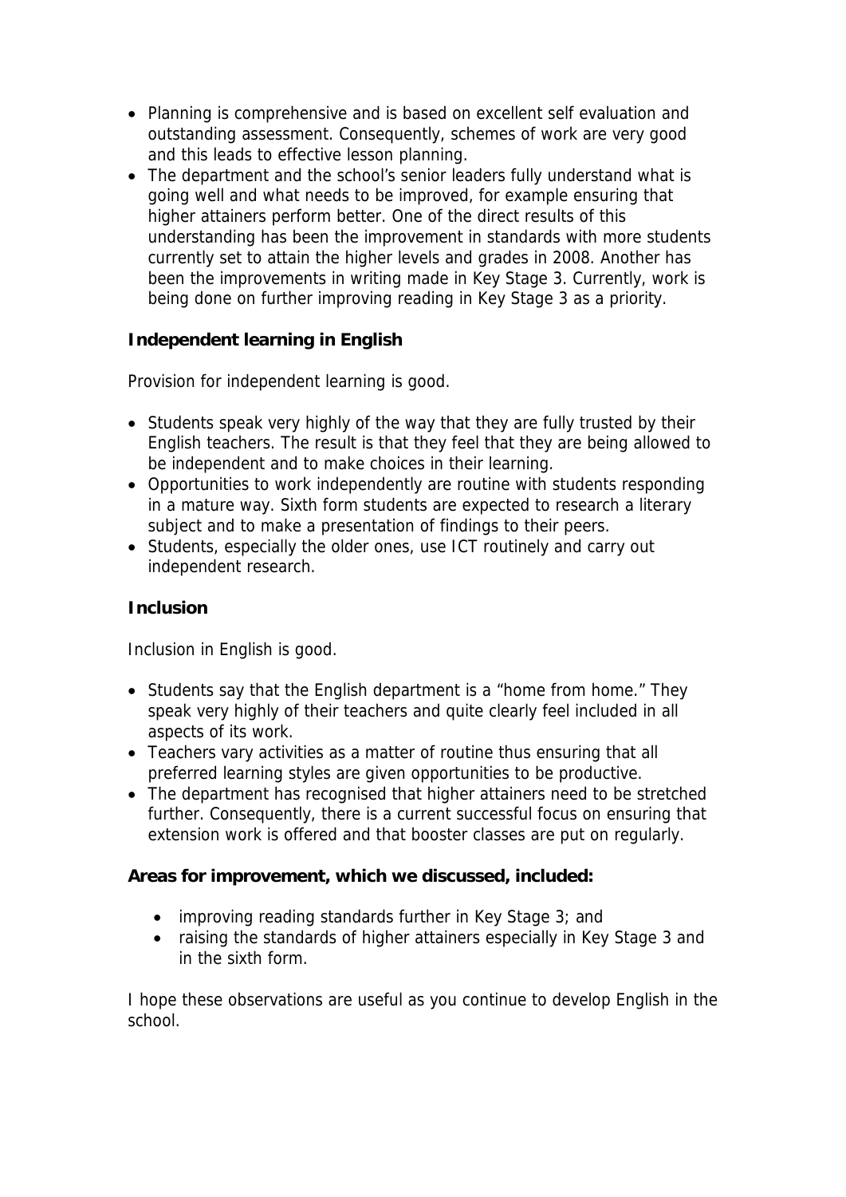- Planning is comprehensive and is based on excellent self evaluation and outstanding assessment. Consequently, schemes of work are very good and this leads to effective lesson planning.
- The department and the school's senior leaders fully understand what is going well and what needs to be improved, for example ensuring that higher attainers perform better. One of the direct results of this understanding has been the improvement in standards with more students currently set to attain the higher levels and grades in 2008. Another has been the improvements in writing made in Key Stage 3. Currently, work is being done on further improving reading in Key Stage 3 as a priority.

**Independent learning in English**

Provision for independent learning is good.

- Students speak very highly of the way that they are fully trusted by their English teachers. The result is that they feel that they are being allowed to be independent and to make choices in their learning.
- Opportunities to work independently are routine with students responding in a mature way. Sixth form students are expected to research a literary subject and to make a presentation of findings to their peers.
- Students, especially the older ones, use ICT routinely and carry out independent research.

**Inclusion**

Inclusion in English is good.

- Students say that the English department is a "home from home." They speak very highly of their teachers and quite clearly feel included in all aspects of its work.
- Teachers vary activities as a matter of routine thus ensuring that all preferred learning styles are given opportunities to be productive.
- The department has recognised that higher attainers need to be stretched further. Consequently, there is a current successful focus on ensuring that extension work is offered and that booster classes are put on regularly.

**Areas for improvement, which we discussed, included:**

- improving reading standards further in Key Stage 3; and
- raising the standards of higher attainers especially in Key Stage 3 and in the sixth form.

I hope these observations are useful as you continue to develop English in the school.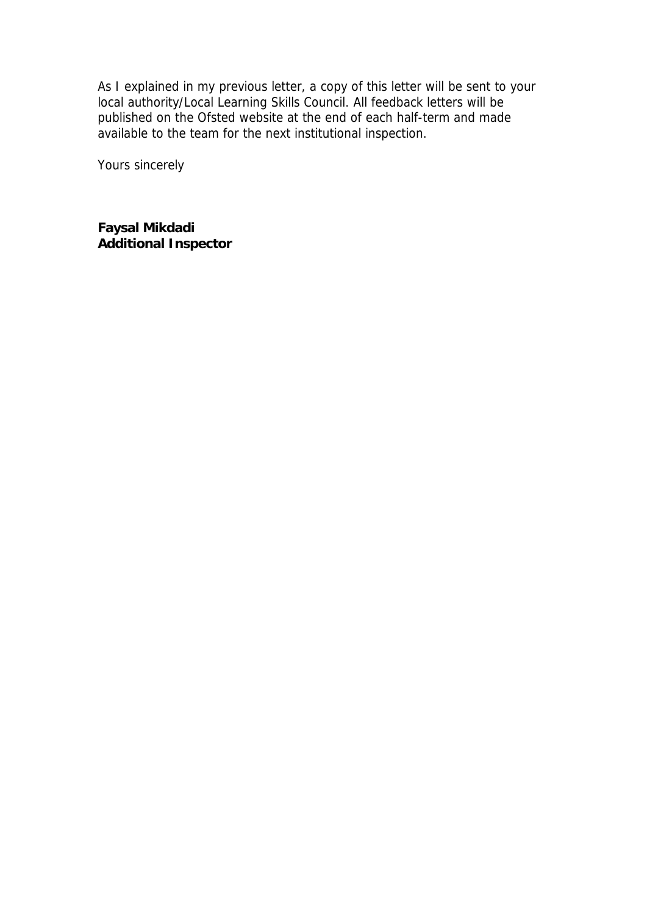As I explained in my previous letter, a copy of this letter will be sent to your local authority/Local Learning Skills Council. All feedback letters will be published on the Ofsted website at the end of each half-term and made available to the team for the next institutional inspection.

Yours sincerely

**Faysal Mikdadi**
**Additional Inspector**